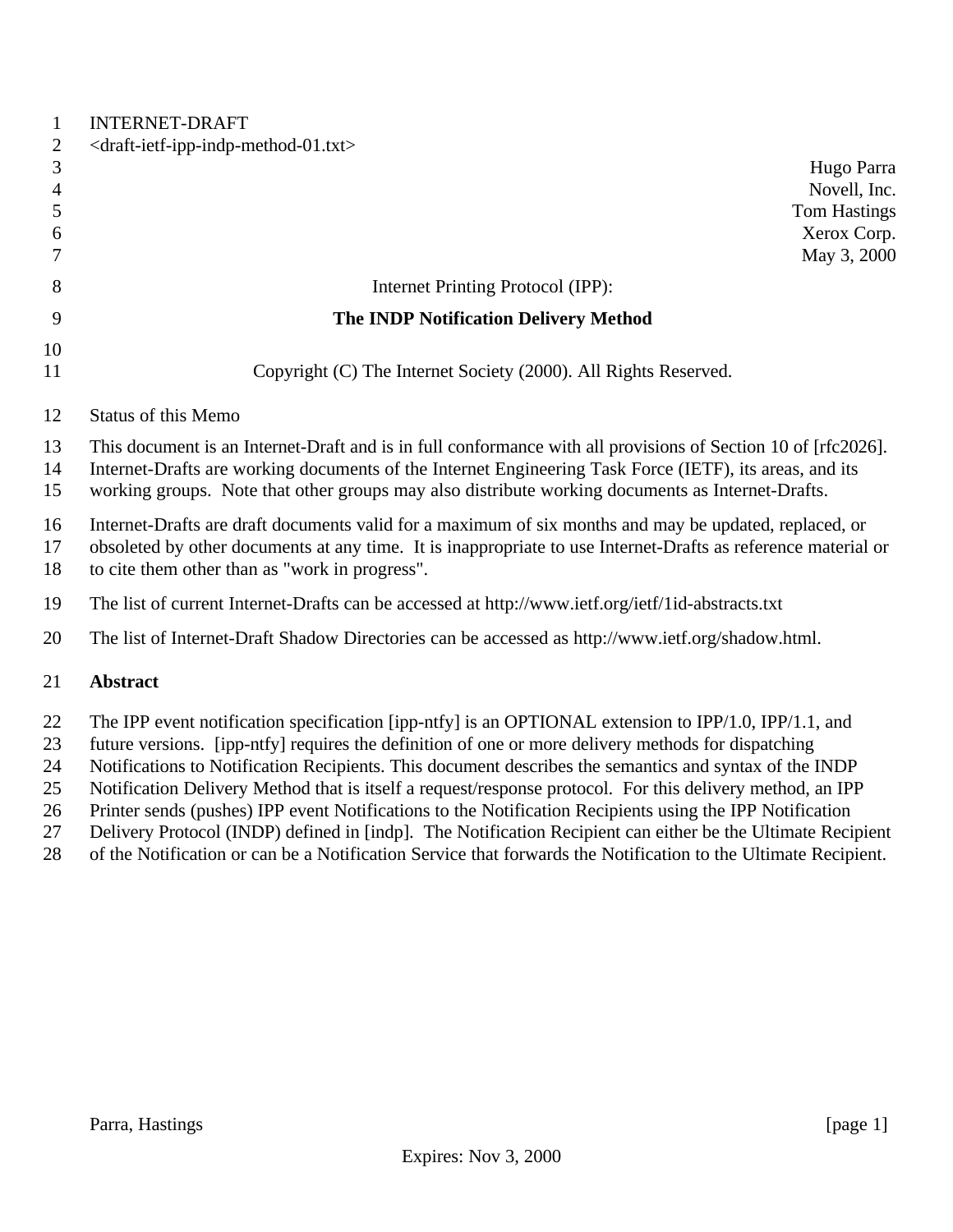INTERNET-DRAFT
<draft-ietf-ipp-indp-method-01.txt>

Hugo Parra
Novell, Inc.
Tom Hastings
Xerox Corp.
May 3, 2000

Internet Printing Protocol (IPP):

# The INDP Notification Delivery Method

Copyright (C) The Internet Society (2000). All Rights Reserved.

Status of this Memo

This document is an Internet-Draft and is in full conformance with all provisions of Section 10 of [rfc2026]. Internet-Drafts are working documents of the Internet Engineering Task Force (IETF), its areas, and its working groups. Note that other groups may also distribute working documents as Internet-Drafts.

Internet-Drafts are draft documents valid for a maximum of six months and may be updated, replaced, or obsoleted by other documents at any time. It is inappropriate to use Internet-Drafts as reference material or to cite them other than as "work in progress".

The list of current Internet-Drafts can be accessed at http://www.ietf.org/ietf/1id-abstracts.txt

The list of Internet-Draft Shadow Directories can be accessed as http://www.ietf.org/shadow.html.

## Abstract

The IPP event notification specification [ipp-ntfy] is an OPTIONAL extension to IPP/1.0, IPP/1.1, and future versions. [ipp-ntfy] requires the definition of one or more delivery methods for dispatching Notifications to Notification Recipients. This document describes the semantics and syntax of the INDP Notification Delivery Method that is itself a request/response protocol. For this delivery method, an IPP Printer sends (pushes) IPP event Notifications to the Notification Recipients using the IPP Notification Delivery Protocol (INDP) defined in [indp]. The Notification Recipient can either be the Ultimate Recipient of the Notification or can be a Notification Service that forwards the Notification to the Ultimate Recipient.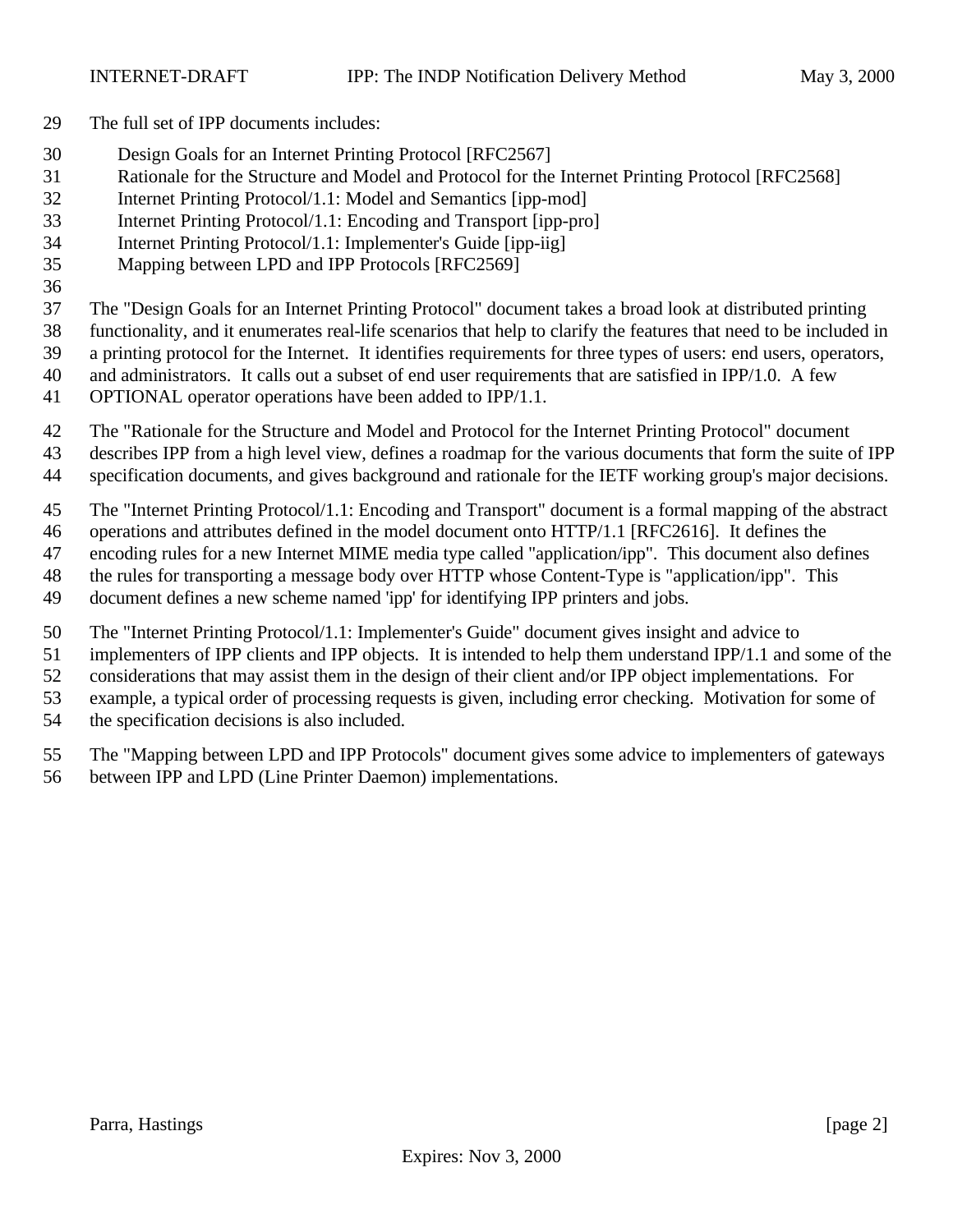The full set of IPP documents includes:

Design Goals for an Internet Printing Protocol [RFC2567]
Rationale for the Structure and Model and Protocol for the Internet Printing Protocol [RFC2568]
Internet Printing Protocol/1.1: Model and Semantics [ipp-mod]
Internet Printing Protocol/1.1: Encoding and Transport [ipp-pro]
Internet Printing Protocol/1.1: Implementer's Guide [ipp-iig]
Mapping between LPD and IPP Protocols [RFC2569]

The "Design Goals for an Internet Printing Protocol" document takes a broad look at distributed printing functionality, and it enumerates real-life scenarios that help to clarify the features that need to be included in a printing protocol for the Internet. It identifies requirements for three types of users: end users, operators, and administrators. It calls out a subset of end user requirements that are satisfied in IPP/1.0. A few OPTIONAL operator operations have been added to IPP/1.1.

The "Rationale for the Structure and Model and Protocol for the Internet Printing Protocol" document describes IPP from a high level view, defines a roadmap for the various documents that form the suite of IPP specification documents, and gives background and rationale for the IETF working group's major decisions.

The "Internet Printing Protocol/1.1: Encoding and Transport" document is a formal mapping of the abstract operations and attributes defined in the model document onto HTTP/1.1 [RFC2616]. It defines the encoding rules for a new Internet MIME media type called "application/ipp". This document also defines the rules for transporting a message body over HTTP whose Content-Type is "application/ipp". This document defines a new scheme named 'ipp' for identifying IPP printers and jobs.

The "Internet Printing Protocol/1.1: Implementer's Guide" document gives insight and advice to implementers of IPP clients and IPP objects. It is intended to help them understand IPP/1.1 and some of the considerations that may assist them in the design of their client and/or IPP object implementations. For example, a typical order of processing requests is given, including error checking. Motivation for some of the specification decisions is also included.

The "Mapping between LPD and IPP Protocols" document gives some advice to implementers of gateways between IPP and LPD (Line Printer Daemon) implementations.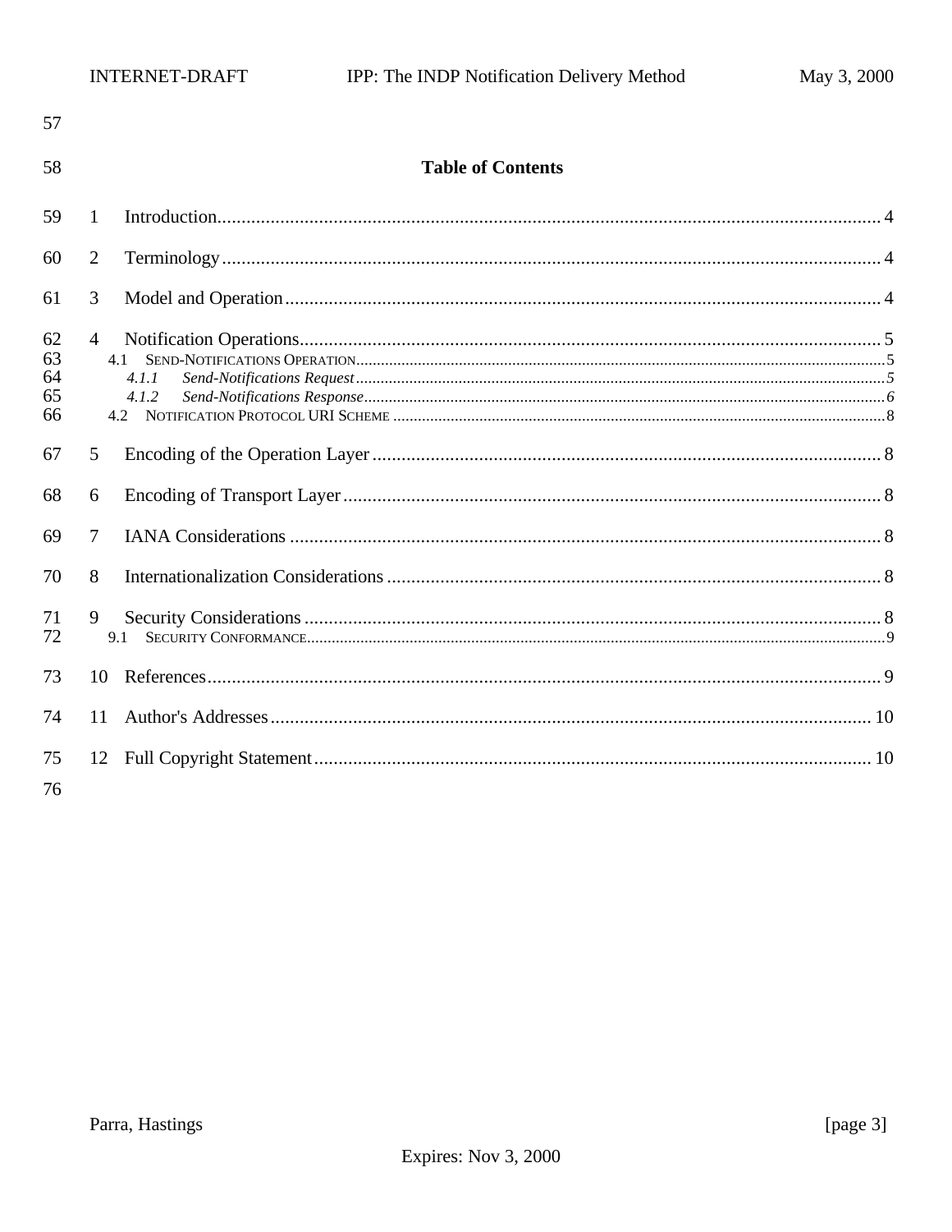## Table of Contents

1 Introduction........................................................................................................................4

2 Terminology........................................................................................................................4

3 Model and Operation..........................................................................................................4

4 Notification Operations........................................................................................................5

- 4.1 SEND-NOTIFICATIONS OPERATION..............................................................................5
  - *4.1.1 Send-Notifications Request*.................................................................................5
  - *4.1.2 Send-Notifications Response*...............................................................................6
- 4.2 NOTIFICATION PROTOCOL URI SCHEME........................................................................8

5 Encoding of the Operation Layer.........................................................................................8

6 Encoding of Transport Layer................................................................................................8

7 IANA Considerations...........................................................................................................8

8 Internationalization Considerations......................................................................................8

9 Security Considerations........................................................................................................8

- 9.1 SECURITY CONFORMANCE.............................................................................................9

10 References.........................................................................................................................9

11 Author's Addresses............................................................................................................10

12 Full Copyright Statement...................................................................................................10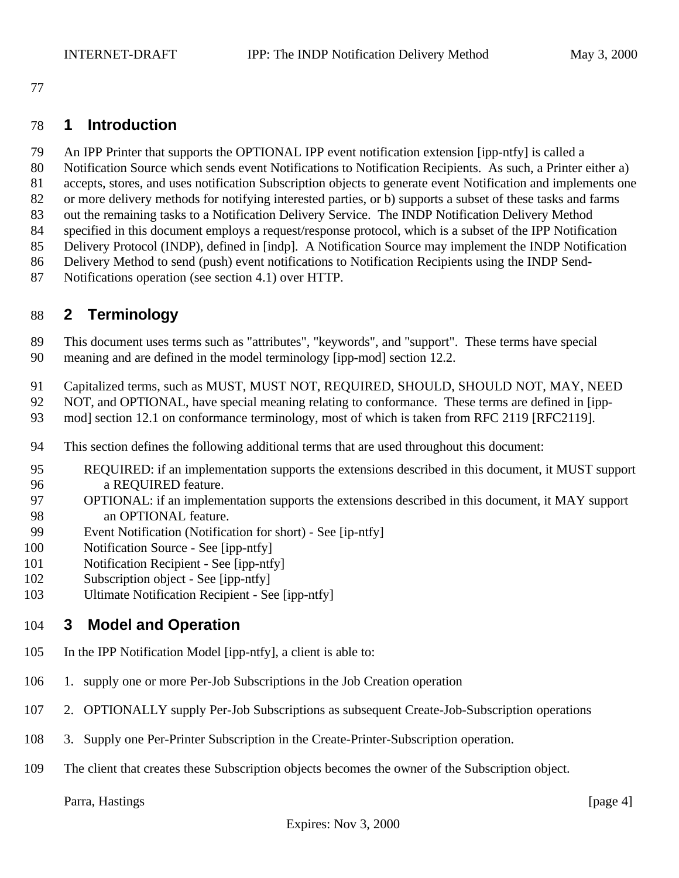## 1 Introduction

An IPP Printer that supports the OPTIONAL IPP event notification extension [ipp-ntfy] is called a Notification Source which sends event Notifications to Notification Recipients. As such, a Printer either a) accepts, stores, and uses notification Subscription objects to generate event Notification and implements one or more delivery methods for notifying interested parties, or b) supports a subset of these tasks and farms out the remaining tasks to a Notification Delivery Service. The INDP Notification Delivery Method specified in this document employs a request/response protocol, which is a subset of the IPP Notification Delivery Protocol (INDP), defined in [indp]. A Notification Source may implement the INDP Notification Delivery Method to send (push) event notifications to Notification Recipients using the INDP Send-Notifications operation (see section 4.1) over HTTP.

## 2 Terminology

This document uses terms such as "attributes", "keywords", and "support". These terms have special meaning and are defined in the model terminology [ipp-mod] section 12.2.

Capitalized terms, such as MUST, MUST NOT, REQUIRED, SHOULD, SHOULD NOT, MAY, NEED NOT, and OPTIONAL, have special meaning relating to conformance. These terms are defined in [ipp-mod] section 12.1 on conformance terminology, most of which is taken from RFC 2119 [RFC2119].

This section defines the following additional terms that are used throughout this document:

REQUIRED: if an implementation supports the extensions described in this document, it MUST support a REQUIRED feature.
OPTIONAL: if an implementation supports the extensions described in this document, it MAY support an OPTIONAL feature.
Event Notification (Notification for short) - See [ip-ntfy]
Notification Source - See [ipp-ntfy]
Notification Recipient - See [ipp-ntfy]
Subscription object - See [ipp-ntfy]
Ultimate Notification Recipient - See [ipp-ntfy]

## 3 Model and Operation

In the IPP Notification Model [ipp-ntfy], a client is able to:

1. supply one or more Per-Job Subscriptions in the Job Creation operation

2. OPTIONALLY supply Per-Job Subscriptions as subsequent Create-Job-Subscription operations

3. Supply one Per-Printer Subscription in the Create-Printer-Subscription operation.

The client that creates these Subscription objects becomes the owner of the Subscription object.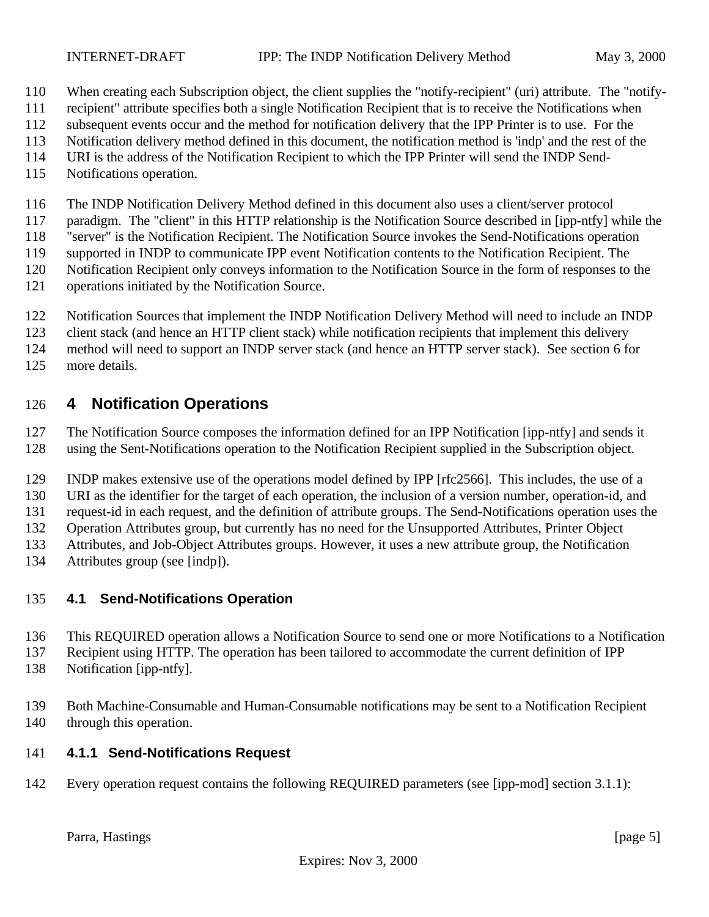When creating each Subscription object, the client supplies the "notify-recipient" (uri) attribute. The "notify-recipient" attribute specifies both a single Notification Recipient that is to receive the Notifications when subsequent events occur and the method for notification delivery that the IPP Printer is to use. For the Notification delivery method defined in this document, the notification method is 'indp' and the rest of the URI is the address of the Notification Recipient to which the IPP Printer will send the INDP Send-Notifications operation.

The INDP Notification Delivery Method defined in this document also uses a client/server protocol paradigm. The "client" in this HTTP relationship is the Notification Source described in [ipp-ntfy] while the "server" is the Notification Recipient. The Notification Source invokes the Send-Notifications operation supported in INDP to communicate IPP event Notification contents to the Notification Recipient. The Notification Recipient only conveys information to the Notification Source in the form of responses to the operations initiated by the Notification Source.

Notification Sources that implement the INDP Notification Delivery Method will need to include an INDP client stack (and hence an HTTP client stack) while notification recipients that implement this delivery method will need to support an INDP server stack (and hence an HTTP server stack). See section 6 for more details.

# 4 Notification Operations

The Notification Source composes the information defined for an IPP Notification [ipp-ntfy] and sends it using the Sent-Notifications operation to the Notification Recipient supplied in the Subscription object.

INDP makes extensive use of the operations model defined by IPP [rfc2566]. This includes, the use of a URI as the identifier for the target of each operation, the inclusion of a version number, operation-id, and request-id in each request, and the definition of attribute groups. The Send-Notifications operation uses the Operation Attributes group, but currently has no need for the Unsupported Attributes, Printer Object Attributes, and Job-Object Attributes groups. However, it uses a new attribute group, the Notification Attributes group (see [indp]).

## 4.1 Send-Notifications Operation

This REQUIRED operation allows a Notification Source to send one or more Notifications to a Notification Recipient using HTTP. The operation has been tailored to accommodate the current definition of IPP Notification [ipp-ntfy].

Both Machine-Consumable and Human-Consumable notifications may be sent to a Notification Recipient through this operation.

### 4.1.1 Send-Notifications Request

Every operation request contains the following REQUIRED parameters (see [ipp-mod] section 3.1.1):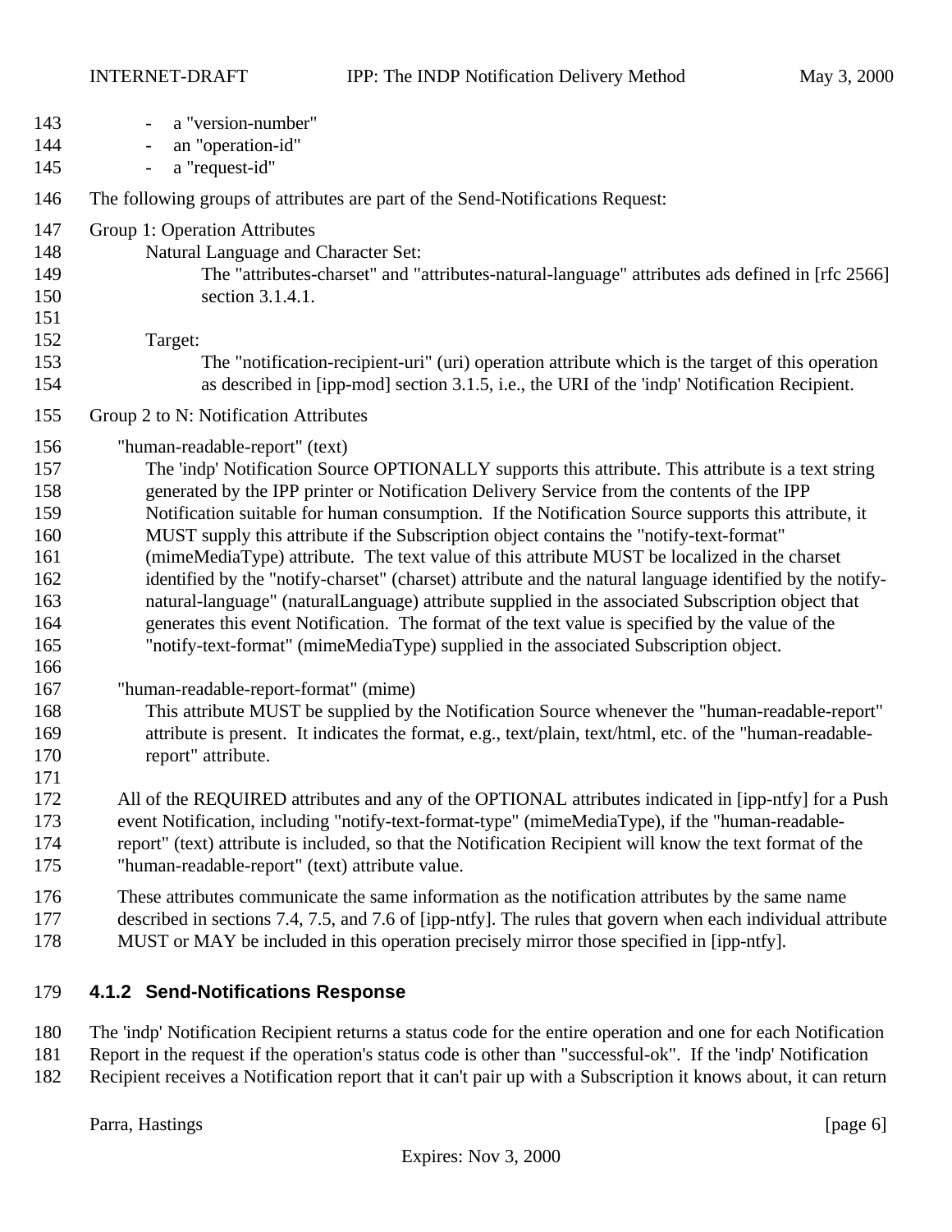- a "version-number"
- an "operation-id"
- a "request-id"

The following groups of attributes are part of the Send-Notifications Request:

Group 1: Operation Attributes

Natural Language and Character Set:

The "attributes-charset" and "attributes-natural-language" attributes ads defined in [rfc 2566] section 3.1.4.1.

Target:

The "notification-recipient-uri" (uri) operation attribute which is the target of this operation as described in [ipp-mod] section 3.1.5, i.e., the URI of the 'indp' Notification Recipient.

Group 2 to N: Notification Attributes

"human-readable-report" (text)

The 'indp' Notification Source OPTIONALLY supports this attribute. This attribute is a text string generated by the IPP printer or Notification Delivery Service from the contents of the IPP Notification suitable for human consumption. If the Notification Source supports this attribute, it MUST supply this attribute if the Subscription object contains the "notify-text-format" (mimeMediaType) attribute. The text value of this attribute MUST be localized in the charset identified by the "notify-charset" (charset) attribute and the natural language identified by the notify-natural-language" (naturalLanguage) attribute supplied in the associated Subscription object that generates this event Notification. The format of the text value is specified by the value of the "notify-text-format" (mimeMediaType) supplied in the associated Subscription object.

"human-readable-report-format" (mime)

This attribute MUST be supplied by the Notification Source whenever the "human-readable-report" attribute is present. It indicates the format, e.g., text/plain, text/html, etc. of the "human-readable-report" attribute.

All of the REQUIRED attributes and any of the OPTIONAL attributes indicated in [ipp-ntfy] for a Push event Notification, including "notify-text-format-type" (mimeMediaType), if the "human-readable-report" (text) attribute is included, so that the Notification Recipient will know the text format of the "human-readable-report" (text) attribute value.

These attributes communicate the same information as the notification attributes by the same name described in sections 7.4, 7.5, and 7.6 of [ipp-ntfy]. The rules that govern when each individual attribute MUST or MAY be included in this operation precisely mirror those specified in [ipp-ntfy].

### 4.1.2 Send-Notifications Response

The 'indp' Notification Recipient returns a status code for the entire operation and one for each Notification Report in the request if the operation's status code is other than "successful-ok". If the 'indp' Notification Recipient receives a Notification report that it can't pair up with a Subscription it knows about, it can return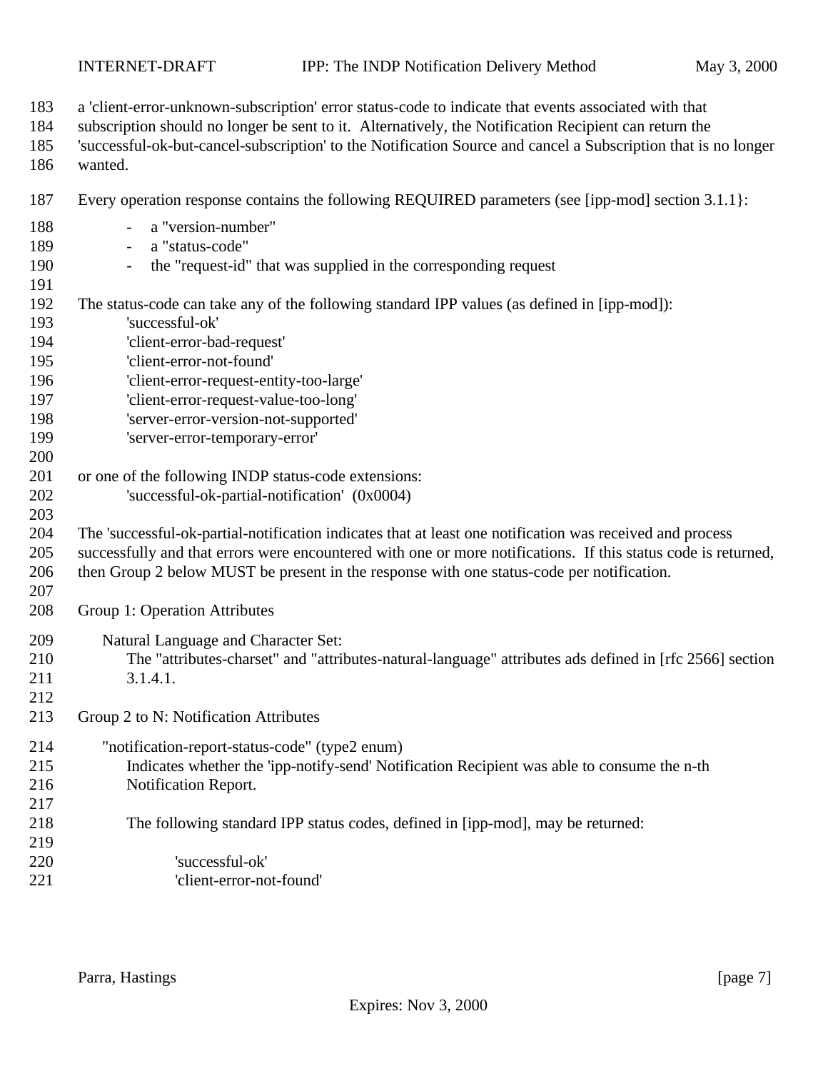a 'client-error-unknown-subscription' error status-code to indicate that events associated with that subscription should no longer be sent to it. Alternatively, the Notification Recipient can return the 'successful-ok-but-cancel-subscription' to the Notification Source and cancel a Subscription that is no longer wanted.

Every operation response contains the following REQUIRED parameters (see [ipp-mod] section 3.1.1}:

- a "version-number"
- a "status-code"
- the "request-id" that was supplied in the corresponding request

The status-code can take any of the following standard IPP values (as defined in [ipp-mod]):

    'successful-ok'
    'client-error-bad-request'
    'client-error-not-found'
    'client-error-request-entity-too-large'
    'client-error-request-value-too-long'
    'server-error-version-not-supported'
    'server-error-temporary-error'

or one of the following INDP status-code extensions:

    'successful-ok-partial-notification'  (0x0004)

The 'successful-ok-partial-notification indicates that at least one notification was received and process successfully and that errors were encountered with one or more notifications. If this status code is returned, then Group 2 below MUST be present in the response with one status-code per notification.

Group 1: Operation Attributes

Natural Language and Character Set:
The "attributes-charset" and "attributes-natural-language" attributes ads defined in [rfc 2566] section 3.1.4.1.

Group 2 to N: Notification Attributes

"notification-report-status-code" (type2 enum)
Indicates whether the 'ipp-notify-send' Notification Recipient was able to consume the n-th Notification Report.

The following standard IPP status codes, defined in [ipp-mod], may be returned:

    'successful-ok'
    'client-error-not-found'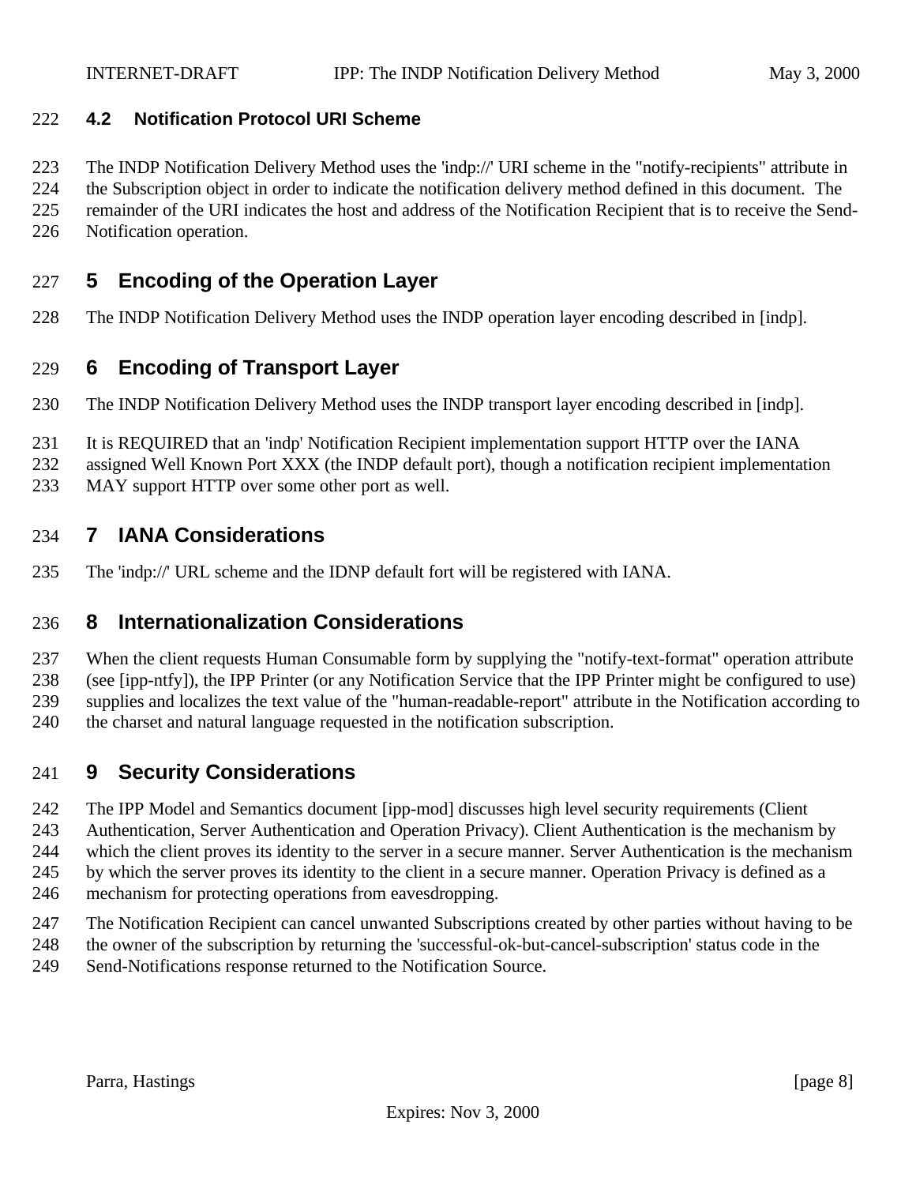### 4.2 Notification Protocol URI Scheme

The INDP Notification Delivery Method uses the 'indp://' URI scheme in the "notify-recipients" attribute in the Subscription object in order to indicate the notification delivery method defined in this document. The remainder of the URI indicates the host and address of the Notification Recipient that is to receive the Send-Notification operation.

## 5 Encoding of the Operation Layer

The INDP Notification Delivery Method uses the INDP operation layer encoding described in [indp].

## 6 Encoding of Transport Layer

The INDP Notification Delivery Method uses the INDP transport layer encoding described in [indp].

It is REQUIRED that an 'indp' Notification Recipient implementation support HTTP over the IANA assigned Well Known Port XXX (the INDP default port), though a notification recipient implementation MAY support HTTP over some other port as well.

## 7 IANA Considerations

The 'indp://' URL scheme and the IDNP default fort will be registered with IANA.

## 8 Internationalization Considerations

When the client requests Human Consumable form by supplying the "notify-text-format" operation attribute (see [ipp-ntfy]), the IPP Printer (or any Notification Service that the IPP Printer might be configured to use) supplies and localizes the text value of the "human-readable-report" attribute in the Notification according to the charset and natural language requested in the notification subscription.

## 9 Security Considerations

The IPP Model and Semantics document [ipp-mod] discusses high level security requirements (Client Authentication, Server Authentication and Operation Privacy). Client Authentication is the mechanism by which the client proves its identity to the server in a secure manner. Server Authentication is the mechanism by which the server proves its identity to the client in a secure manner. Operation Privacy is defined as a mechanism for protecting operations from eavesdropping.

The Notification Recipient can cancel unwanted Subscriptions created by other parties without having to be the owner of the subscription by returning the 'successful-ok-but-cancel-subscription' status code in the Send-Notifications response returned to the Notification Source.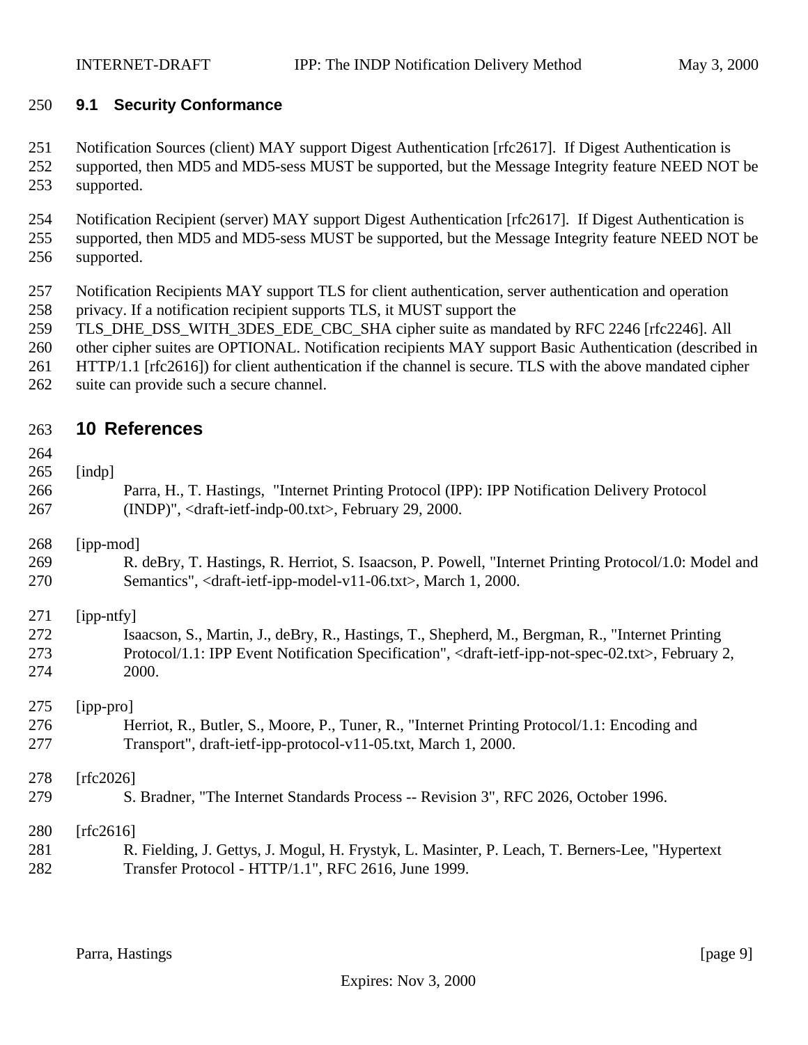### 9.1 Security Conformance

Notification Sources (client) MAY support Digest Authentication [rfc2617]. If Digest Authentication is supported, then MD5 and MD5-sess MUST be supported, but the Message Integrity feature NEED NOT be supported.

Notification Recipient (server) MAY support Digest Authentication [rfc2617]. If Digest Authentication is supported, then MD5 and MD5-sess MUST be supported, but the Message Integrity feature NEED NOT be supported.

Notification Recipients MAY support TLS for client authentication, server authentication and operation privacy. If a notification recipient supports TLS, it MUST support the TLS_DHE_DSS_WITH_3DES_EDE_CBC_SHA cipher suite as mandated by RFC 2246 [rfc2246]. All other cipher suites are OPTIONAL. Notification recipients MAY support Basic Authentication (described in HTTP/1.1 [rfc2616]) for client authentication if the channel is secure. TLS with the above mandated cipher suite can provide such a secure channel.

## 10 References

[indp]
Parra, H., T. Hastings, "Internet Printing Protocol (IPP): IPP Notification Delivery Protocol (INDP)", <draft-ietf-indp-00.txt>, February 29, 2000.

[ipp-mod]
R. deBry, T. Hastings, R. Herriot, S. Isaacson, P. Powell, "Internet Printing Protocol/1.0: Model and Semantics", <draft-ietf-ipp-model-v11-06.txt>, March 1, 2000.

[ipp-ntfy]
Isaacson, S., Martin, J., deBry, R., Hastings, T., Shepherd, M., Bergman, R., "Internet Printing Protocol/1.1: IPP Event Notification Specification", <draft-ietf-ipp-not-spec-02.txt>, February 2, 2000.

[ipp-pro]
Herriot, R., Butler, S., Moore, P., Tuner, R., "Internet Printing Protocol/1.1: Encoding and Transport", draft-ietf-ipp-protocol-v11-05.txt, March 1, 2000.

[rfc2026]
S. Bradner, "The Internet Standards Process -- Revision 3", RFC 2026, October 1996.

[rfc2616]
R. Fielding, J. Gettys, J. Mogul, H. Frystyk, L. Masinter, P. Leach, T. Berners-Lee, "Hypertext Transfer Protocol - HTTP/1.1", RFC 2616, June 1999.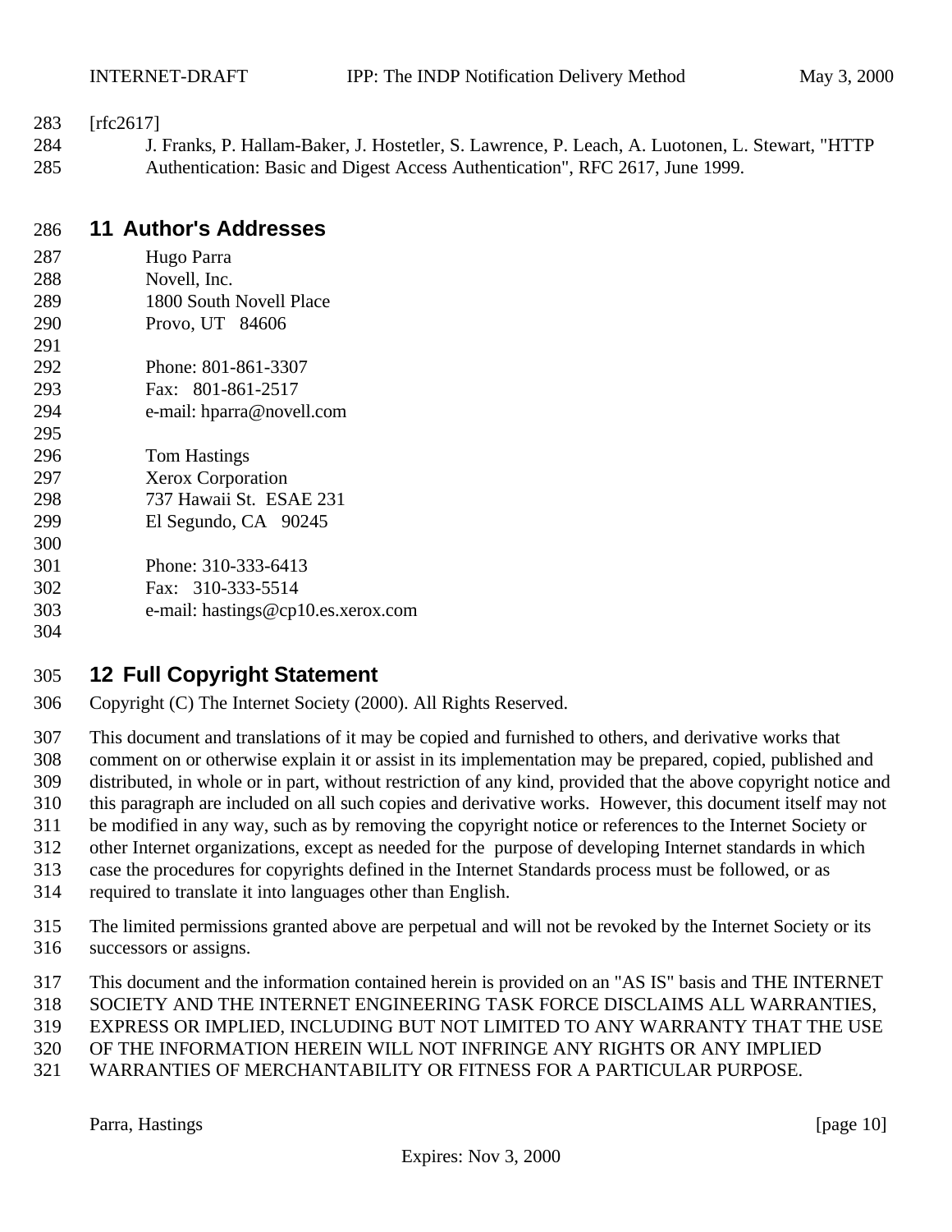[rfc2617]
J. Franks, P. Hallam-Baker, J. Hostetler, S. Lawrence, P. Leach, A. Luotonen, L. Stewart, "HTTP Authentication: Basic and Digest Access Authentication", RFC 2617, June 1999.

## 11 Author's Addresses

Hugo Parra
Novell, Inc.
1800 South Novell Place
Provo, UT 84606

Phone: 801-861-3307
Fax: 801-861-2517
e-mail: hparra@novell.com

Tom Hastings
Xerox Corporation
737 Hawaii St. ESAE 231
El Segundo, CA 90245

Phone: 310-333-6413
Fax: 310-333-5514
e-mail: hastings@cp10.es.xerox.com

## 12 Full Copyright Statement

Copyright (C) The Internet Society (2000). All Rights Reserved.

This document and translations of it may be copied and furnished to others, and derivative works that comment on or otherwise explain it or assist in its implementation may be prepared, copied, published and distributed, in whole or in part, without restriction of any kind, provided that the above copyright notice and this paragraph are included on all such copies and derivative works. However, this document itself may not be modified in any way, such as by removing the copyright notice or references to the Internet Society or other Internet organizations, except as needed for the purpose of developing Internet standards in which case the procedures for copyrights defined in the Internet Standards process must be followed, or as required to translate it into languages other than English.

The limited permissions granted above are perpetual and will not be revoked by the Internet Society or its successors or assigns.

This document and the information contained herein is provided on an "AS IS" basis and THE INTERNET SOCIETY AND THE INTERNET ENGINEERING TASK FORCE DISCLAIMS ALL WARRANTIES, EXPRESS OR IMPLIED, INCLUDING BUT NOT LIMITED TO ANY WARRANTY THAT THE USE OF THE INFORMATION HEREIN WILL NOT INFRINGE ANY RIGHTS OR ANY IMPLIED WARRANTIES OF MERCHANTABILITY OR FITNESS FOR A PARTICULAR PURPOSE.